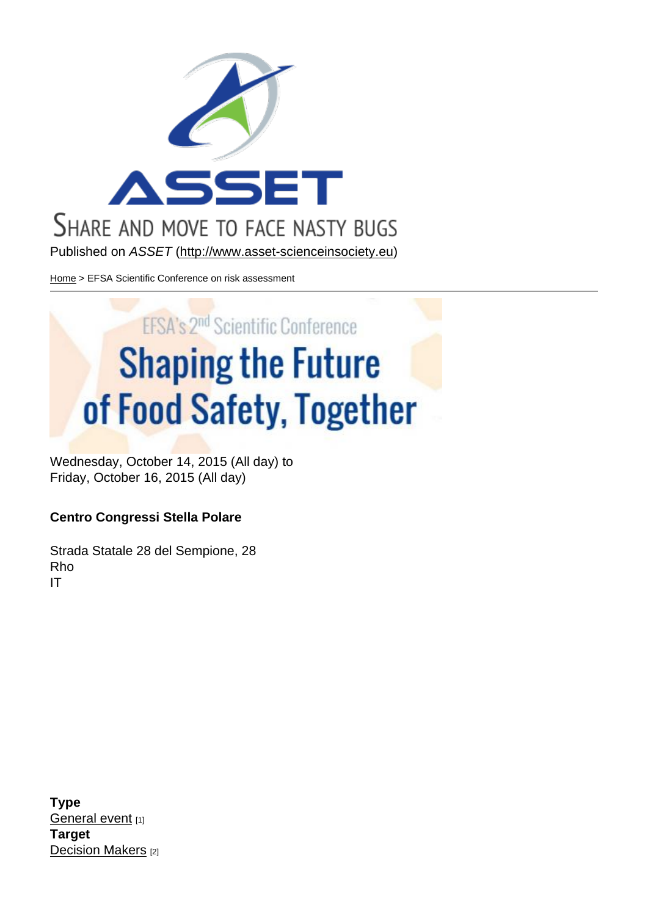SHARE AND MOVE TO FACE NASTY BUGS

Published on *ASSET* (http://www.asset-scienceinsociety.eu)

Home > EFSA Scientific Conference on risk assessment

EFSA's 2nd Scientific Conference

# Shaping the Future of Food Safety, Together

Wednesday, October 14, 2015 (All day) to
Friday, October 16, 2015 (All day)

**Centro Congressi Stella Polare**

Strada Statale 28 del Sempione, 28
Rho
IT

**Type**
General event [1]
**Target**
Decision Makers [2]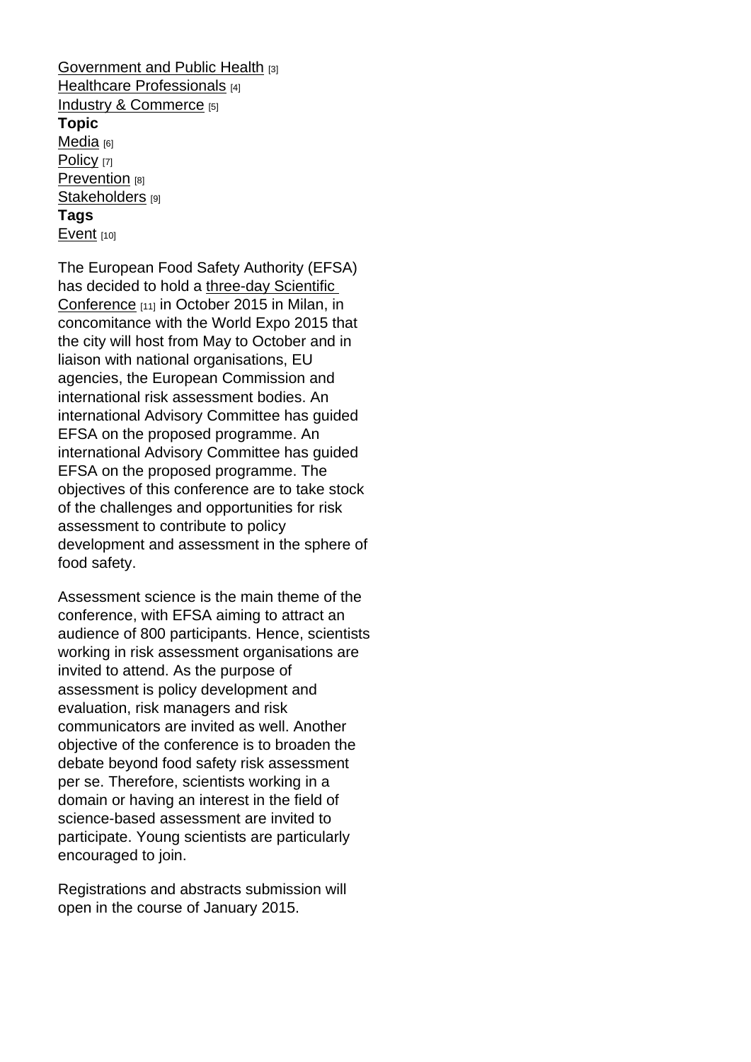Government and Public Health [3]
Healthcare Professionals [4]
Industry & Commerce [5]
**Topic**
Media [6]
Policy [7]
Prevention [8]
Stakeholders [9]
**Tags**
Event [10]

The European Food Safety Authority (EFSA) has decided to hold a three-day Scientific Conference [11] in October 2015 in Milan, in concomitance with the World Expo 2015 that the city will host from May to October and in liaison with national organisations, EU agencies, the European Commission and international risk assessment bodies. An international Advisory Committee has guided EFSA on the proposed programme. An international Advisory Committee has guided EFSA on the proposed programme. The objectives of this conference are to take stock of the challenges and opportunities for risk assessment to contribute to policy development and assessment in the sphere of food safety.

Assessment science is the main theme of the conference, with EFSA aiming to attract an audience of 800 participants. Hence, scientists working in risk assessment organisations are invited to attend. As the purpose of assessment is policy development and evaluation, risk managers and risk communicators are invited as well. Another objective of the conference is to broaden the debate beyond food safety risk assessment per se. Therefore, scientists working in a domain or having an interest in the field of science-based assessment are invited to participate. Young scientists are particularly encouraged to join.

Registrations and abstracts submission will open in the course of January 2015.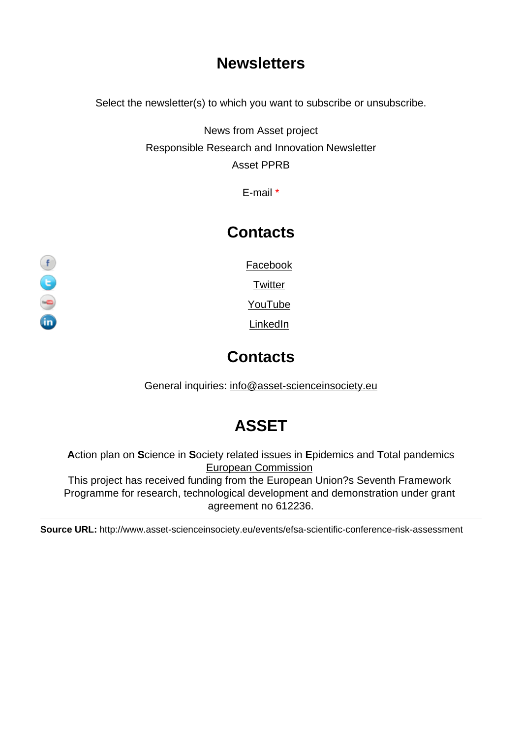## Newsletters

Select the newsletter(s) to which you want to subscribe or unsubscribe.

News from Asset project

Responsible Research and Innovation Newsletter

Asset PPRB

E-mail *

## Contacts

Facebook

Twitter

YouTube

LinkedIn

## Contacts

General inquiries: info@asset-scienceinsociety.eu

## ASSET

**A**ction plan on **S**cience in **S**ociety related issues in **E**pidemics and **T**otal pandemics

European Commission

This project has received funding from the European Union?s Seventh Framework Programme for research, technological development and demonstration under grant agreement no 612236.

---

**Source URL:** http://www.asset-scienceinsociety.eu/events/efsa-scientific-conference-risk-assessment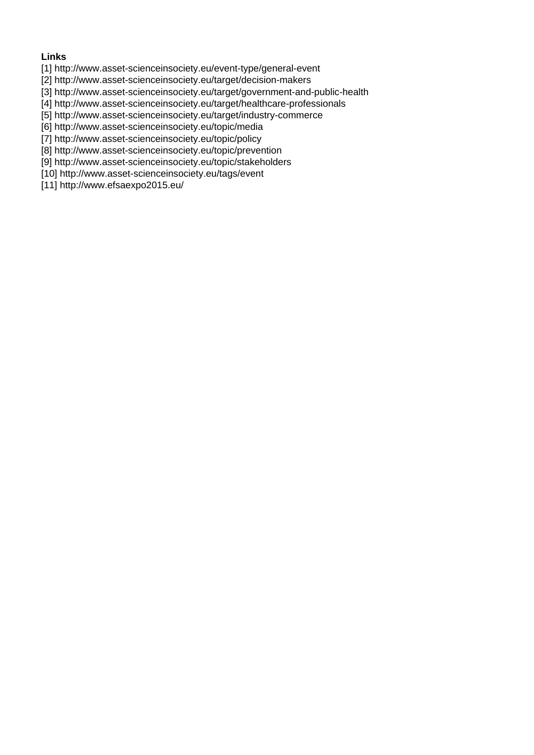**Links**

[1] http://www.asset-scienceinsociety.eu/event-type/general-event
[2] http://www.asset-scienceinsociety.eu/target/decision-makers
[3] http://www.asset-scienceinsociety.eu/target/government-and-public-health
[4] http://www.asset-scienceinsociety.eu/target/healthcare-professionals
[5] http://www.asset-scienceinsociety.eu/target/industry-commerce
[6] http://www.asset-scienceinsociety.eu/topic/media
[7] http://www.asset-scienceinsociety.eu/topic/policy
[8] http://www.asset-scienceinsociety.eu/topic/prevention
[9] http://www.asset-scienceinsociety.eu/topic/stakeholders
[10] http://www.asset-scienceinsociety.eu/tags/event
[11] http://www.efsaexpo2015.eu/